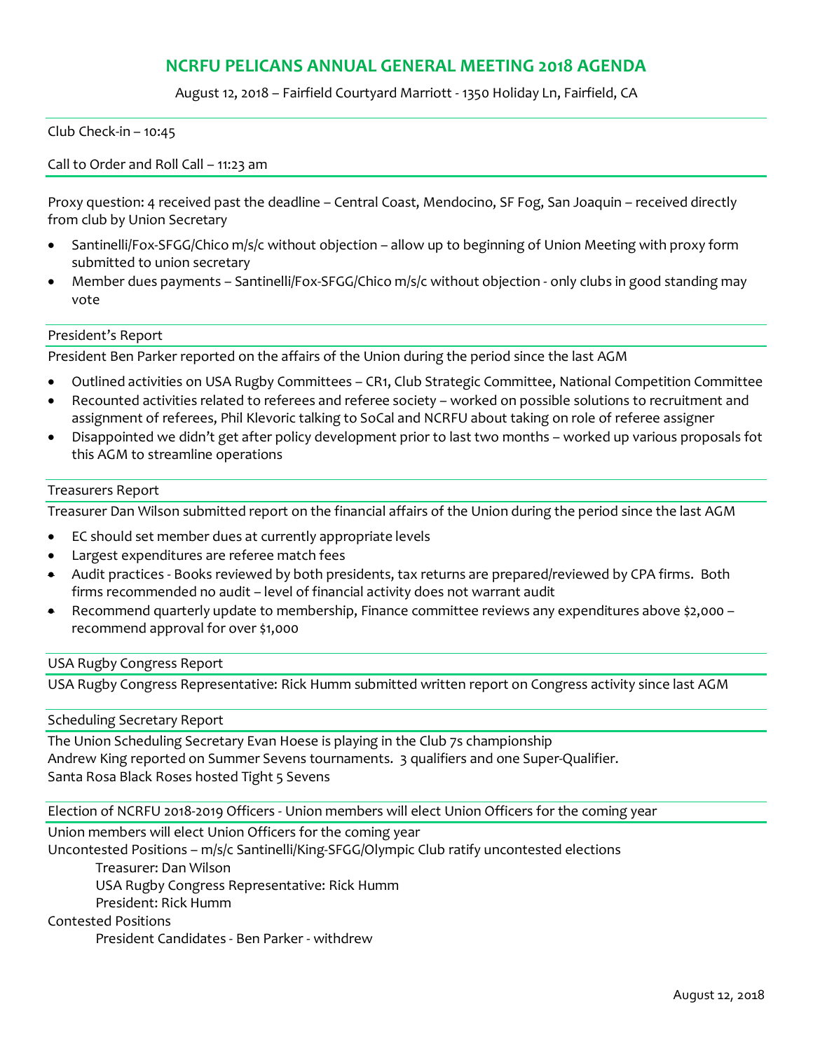# NCRFU PELICANS ANNUAL GENERAL MEETING 2018 AGENDA

August 12, 2018 – Fairfield Courtyard Marriott - 1350 Holiday Ln, Fairfield, CA

Club Check-in – 10:45

Call to Order and Roll Call – 11:23 am

Proxy question: 4 received past the deadline – Central Coast, Mendocino, SF Fog, San Joaquin – received directly from club by Union Secretary

- Santinelli/Fox-SFGG/Chico m/s/c without objection – allow up to beginning of Union Meeting with proxy form submitted to union secretary
- Member dues payments – Santinelli/Fox-SFGG/Chico m/s/c without objection - only clubs in good standing may vote

## President's Report

President Ben Parker reported on the affairs of the Union during the period since the last AGM

- Outlined activities on USA Rugby Committees – CR1, Club Strategic Committee, National Competition Committee
- Recounted activities related to referees and referee society – worked on possible solutions to recruitment and assignment of referees, Phil Klevoric talking to SoCal and NCRFU about taking on role of referee assigner
- Disappointed we didn't get after policy development prior to last two months – worked up various proposals fot this AGM to streamline operations

## Treasurers Report

Treasurer Dan Wilson submitted report on the financial affairs of the Union during the period since the last AGM

- EC should set member dues at currently appropriate levels
- Largest expenditures are referee match fees
- Audit practices - Books reviewed by both presidents, tax returns are prepared/reviewed by CPA firms. Both firms recommended no audit – level of financial activity does not warrant audit
- Recommend quarterly update to membership, Finance committee reviews any expenditures above $2,000 – recommend approval for over $1,000

## USA Rugby Congress Report

USA Rugby Congress Representative: Rick Humm submitted written report on Congress activity since last AGM

## Scheduling Secretary Report

The Union Scheduling Secretary Evan Hoese is playing in the Club 7s championship
Andrew King reported on Summer Sevens tournaments. 3 qualifiers and one Super-Qualifier.
Santa Rosa Black Roses hosted Tight 5 Sevens

## Election of NCRFU 2018-2019 Officers - Union members will elect Union Officers for the coming year

Union members will elect Union Officers for the coming year
Uncontested Positions – m/s/c Santinelli/King-SFGG/Olympic Club ratify uncontested elections

Treasurer: Dan Wilson
USA Rugby Congress Representative: Rick Humm
President: Rick Humm

Contested Positions

President Candidates - Ben Parker - withdrew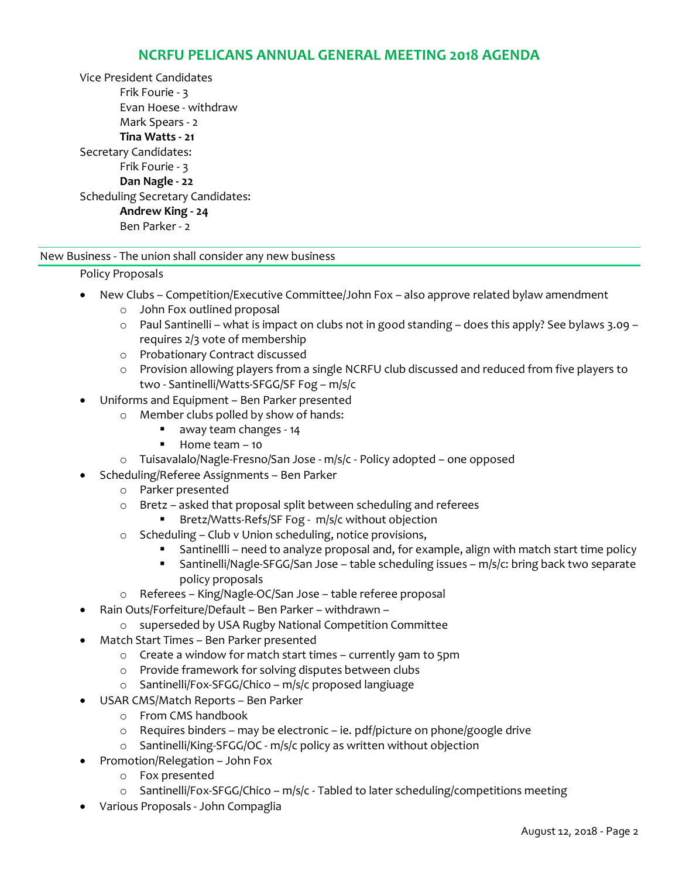## NCRFU PELICANS ANNUAL GENERAL MEETING 2018 AGENDA

Vice President Candidates
- Frik Fourie - 3
- Evan Hoese - withdraw
- Mark Spears - 2
- **Tina Watts - 21**

Secretary Candidates:
- Frik Fourie - 3
- **Dan Nagle - 22**

Scheduling Secretary Candidates:
- **Andrew King - 24**
- Ben Parker - 2

---

New Business - The union shall consider any new business

---

Policy Proposals

- New Clubs – Competition/Executive Committee/John Fox – also approve related bylaw amendment
  - John Fox outlined proposal
  - Paul Santinelli – what is impact on clubs not in good standing – does this apply? See bylaws 3.09 – requires 2/3 vote of membership
  - Probationary Contract discussed
  - Provision allowing players from a single NCRFU club discussed and reduced from five players to two - Santinelli/Watts-SFGG/SF Fog – m/s/c
- Uniforms and Equipment – Ben Parker presented
  - Member clubs polled by show of hands:
    - away team changes - 14
    - Home team – 10
  - Tuisavalalo/Nagle-Fresno/San Jose - m/s/c - Policy adopted – one opposed
- Scheduling/Referee Assignments – Ben Parker
  - Parker presented
  - Bretz – asked that proposal split between scheduling and referees
    - Bretz/Watts-Refs/SF Fog - m/s/c without objection
  - Scheduling – Club v Union scheduling, notice provisions,
    - Santinellli – need to analyze proposal and, for example, align with match start time policy
    - Santinelli/Nagle-SFGG/San Jose – table scheduling issues – m/s/c: bring back two separate policy proposals
  - Referees – King/Nagle-OC/San Jose – table referee proposal
- Rain Outs/Forfeiture/Default – Ben Parker – withdrawn –
  - superseded by USA Rugby National Competition Committee
- Match Start Times – Ben Parker presented
  - Create a window for match start times – currently 9am to 5pm
  - Provide framework for solving disputes between clubs
  - Santinelli/Fox-SFGG/Chico – m/s/c proposed langiuage
- USAR CMS/Match Reports – Ben Parker
  - From CMS handbook
  - Requires binders – may be electronic – ie. pdf/picture on phone/google drive
  - Santinelli/King-SFGG/OC - m/s/c policy as written without objection
- Promotion/Relegation – John Fox
  - Fox presented
  - Santinelli/Fox-SFGG/Chico – m/s/c - Tabled to later scheduling/competitions meeting
- Various Proposals - John Compaglia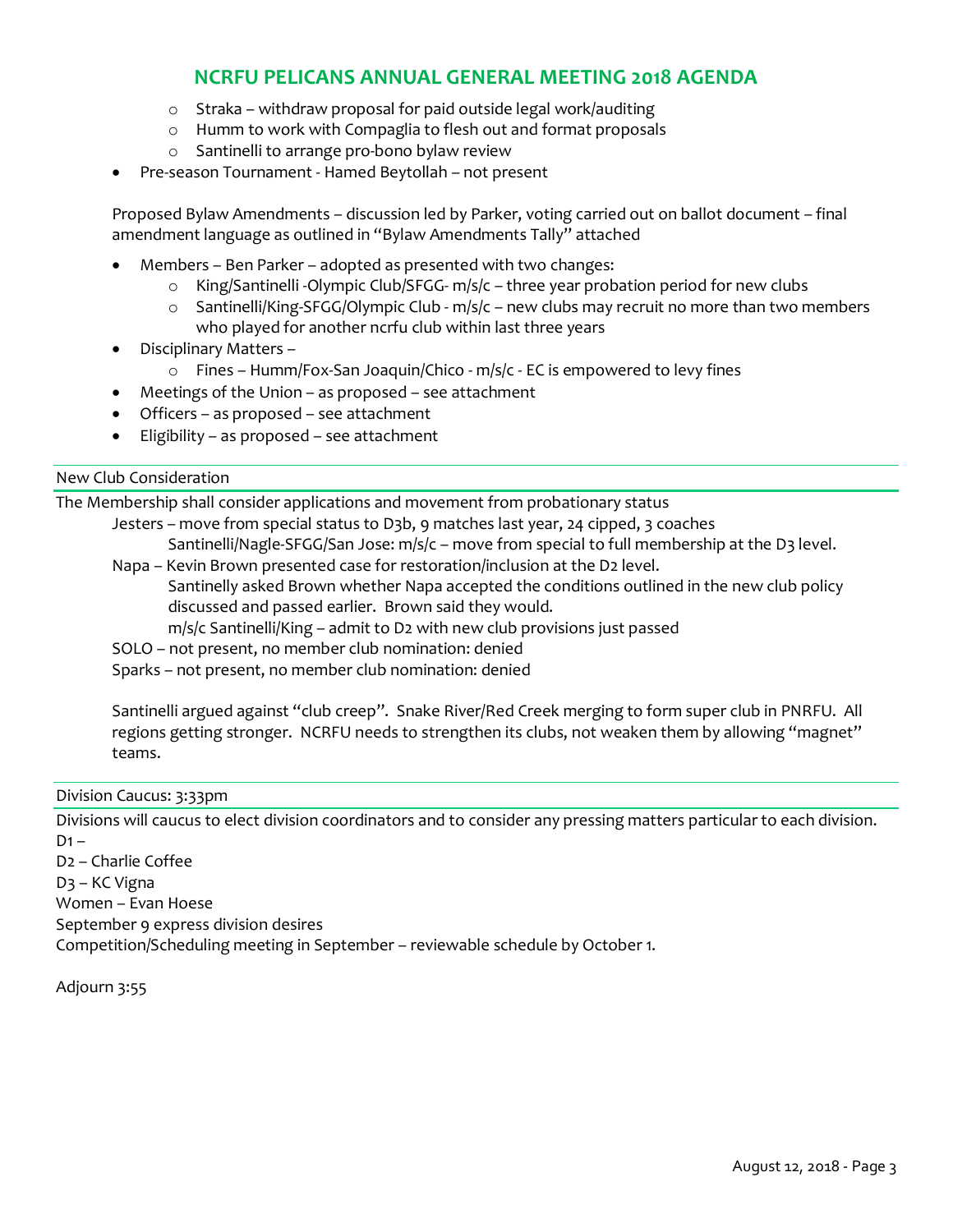## NCRFU PELICANS ANNUAL GENERAL MEETING 2018 AGENDA

- Straka – withdraw proposal for paid outside legal work/auditing
- Humm to work with Compaglia to flesh out and format proposals
- Santinelli to arrange pro-bono bylaw review

- Pre-season Tournament - Hamed Beytollah – not present

Proposed Bylaw Amendments – discussion led by Parker, voting carried out on ballot document – final amendment language as outlined in "Bylaw Amendments Tally" attached

- Members – Ben Parker – adopted as presented with two changes:
  - King/Santinelli -Olympic Club/SFGG- m/s/c – three year probation period for new clubs
  - Santinelli/King-SFGG/Olympic Club - m/s/c – new clubs may recruit no more than two members who played for another ncrfu club within last three years
- Disciplinary Matters –
  - Fines – Humm/Fox-San Joaquin/Chico - m/s/c - EC is empowered to levy fines
- Meetings of the Union – as proposed – see attachment
- Officers – as proposed – see attachment
- Eligibility – as proposed – see attachment

### New Club Consideration

The Membership shall consider applications and movement from probationary status

Jesters – move from special status to D3b, 9 matches last year, 24 cipped, 3 coaches

Santinelli/Nagle-SFGG/San Jose: m/s/c – move from special to full membership at the D3 level.

Napa – Kevin Brown presented case for restoration/inclusion at the D2 level.

Santinelly asked Brown whether Napa accepted the conditions outlined in the new club policy discussed and passed earlier. Brown said they would.

m/s/c Santinelli/King – admit to D2 with new club provisions just passed

SOLO – not present, no member club nomination: denied

Sparks – not present, no member club nomination: denied

Santinelli argued against "club creep". Snake River/Red Creek merging to form super club in PNRFU. All regions getting stronger. NCRFU needs to strengthen its clubs, not weaken them by allowing "magnet" teams.

### Division Caucus: 3:33pm

Divisions will caucus to elect division coordinators and to consider any pressing matters particular to each division.

D1 –

D2 – Charlie Coffee

D3 – KC Vigna

Women – Evan Hoese

September 9 express division desires

Competition/Scheduling meeting in September – reviewable schedule by October 1.

Adjourn 3:55